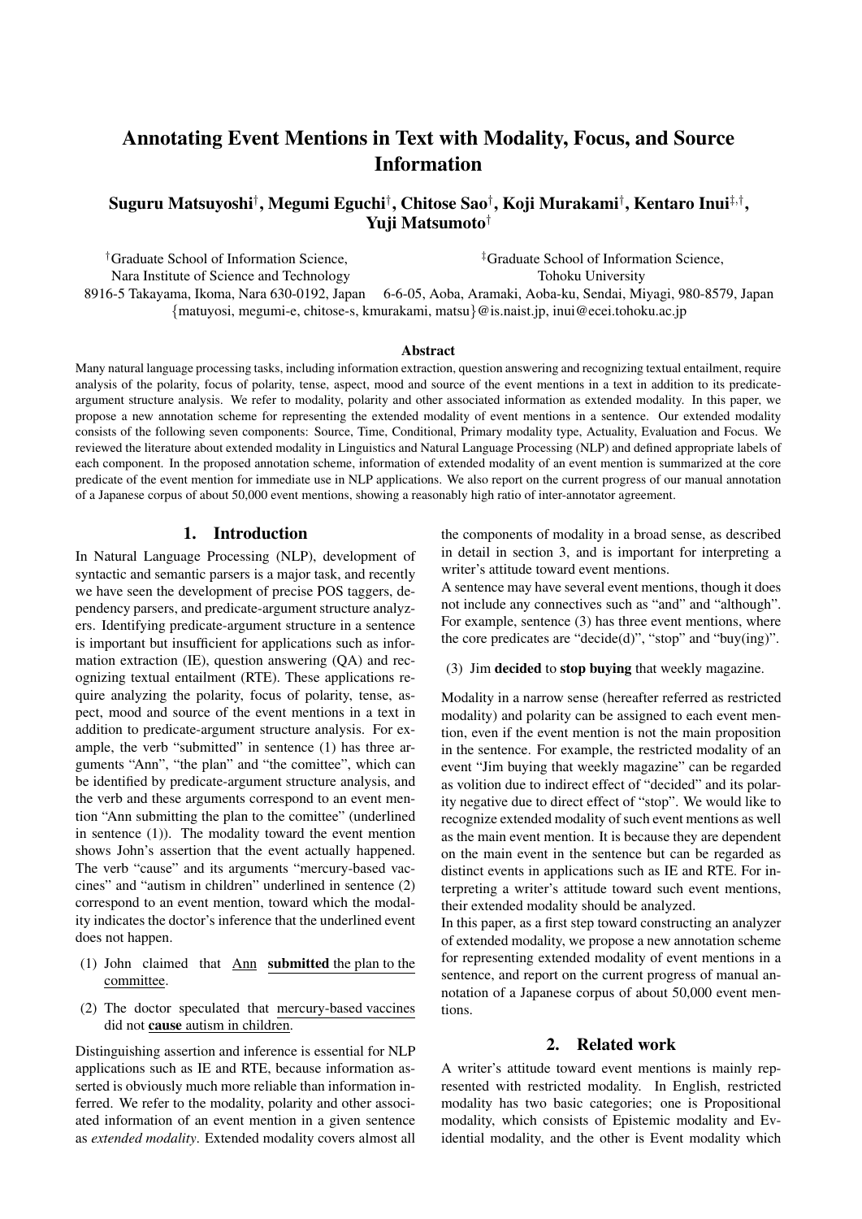# Annotating Event Mentions in Text with Modality, Focus, and Source Information

**Suguru Matsuyoshi[†], Megumi Eguchi[†], Chitose Sao[†], Koji Murakami[†], Kentaro Inui[‡,†], Yuji Matsumoto[†]**

[†]Graduate School of Information Science, Nara Institute of Science and Technology
8916-5 Takayama, Ikoma, Nara 630-0192, Japan

[‡]Graduate School of Information Science, Tohoku University
6-6-05, Aoba, Aramaki, Aoba-ku, Sendai, Miyagi, 980-8579, Japan

{matuyosi, megumi-e, chitose-s, kmurakami, matsu}@is.naist.jp, inui@ecei.tohoku.ac.jp

## Abstract

Many natural language processing tasks, including information extraction, question answering and recognizing textual entailment, require analysis of the polarity, focus of polarity, tense, aspect, mood and source of the event mentions in a text in addition to its predicate-argument structure analysis. We refer to modality, polarity and other associated information as extended modality. In this paper, we propose a new annotation scheme for representing the extended modality of event mentions in a sentence. Our extended modality consists of the following seven components: Source, Time, Conditional, Primary modality type, Actuality, Evaluation and Focus. We reviewed the literature about extended modality in Linguistics and Natural Language Processing (NLP) and defined appropriate labels of each component. In the proposed annotation scheme, information of extended modality of an event mention is summarized at the core predicate of the event mention for immediate use in NLP applications. We also report on the current progress of our manual annotation of a Japanese corpus of about 50,000 event mentions, showing a reasonably high ratio of inter-annotator agreement.

## 1. Introduction

In Natural Language Processing (NLP), development of syntactic and semantic parsers is a major task, and recently we have seen the development of precise POS taggers, dependency parsers, and predicate-argument structure analyzers. Identifying predicate-argument structure in a sentence is important but insufficient for applications such as information extraction (IE), question answering (QA) and recognizing textual entailment (RTE). These applications require analyzing the polarity, focus of polarity, tense, aspect, mood and source of the event mentions in a text in addition to predicate-argument structure analysis. For example, the verb "submitted" in sentence (1) has three arguments "Ann", "the plan" and "the comittee", which can be identified by predicate-argument structure analysis, and the verb and these arguments correspond to an event mention "Ann submitting the plan to the comittee" (underlined in sentence (1)). The modality toward the event mention shows John's assertion that the event actually happened. The verb "cause" and its arguments "mercury-based vaccines" and "autism in children" underlined in sentence (2) correspond to an event mention, toward which the modality indicates the doctor's inference that the underlined event does not happen.

(1) John claimed that Ann **submitted** the plan to the committee.

(2) The doctor speculated that mercury-based vaccines did not **cause** autism in children.

Distinguishing assertion and inference is essential for NLP applications such as IE and RTE, because information asserted is obviously much more reliable than information inferred. We refer to the modality, polarity and other associated information of an event mention in a given sentence as *extended modality*. Extended modality covers almost all the components of modality in a broad sense, as described in detail in section 3, and is important for interpreting a writer's attitude toward event mentions.

A sentence may have several event mentions, though it does not include any connectives such as "and" and "although". For example, sentence (3) has three event mentions, where the core predicates are "decide(d)", "stop" and "buy(ing)".

(3) Jim **decided** to **stop buying** that weekly magazine.

Modality in a narrow sense (hereafter referred as restricted modality) and polarity can be assigned to each event mention, even if the event mention is not the main proposition in the sentence. For example, the restricted modality of an event "Jim buying that weekly magazine" can be regarded as volition due to indirect effect of "decided" and its polarity negative due to direct effect of "stop". We would like to recognize extended modality of such event mentions as well as the main event mention. It is because they are dependent on the main event in the sentence but can be regarded as distinct events in applications such as IE and RTE. For interpreting a writer's attitude toward such event mentions, their extended modality should be analyzed.

In this paper, as a first step toward constructing an analyzer of extended modality, we propose a new annotation scheme for representing extended modality of event mentions in a sentence, and report on the current progress of manual annotation of a Japanese corpus of about 50,000 event mentions.

## 2. Related work

A writer's attitude toward event mentions is mainly represented with restricted modality. In English, restricted modality has two basic categories; one is Propositional modality, which consists of Epistemic modality and Evidential modality, and the other is Event modality which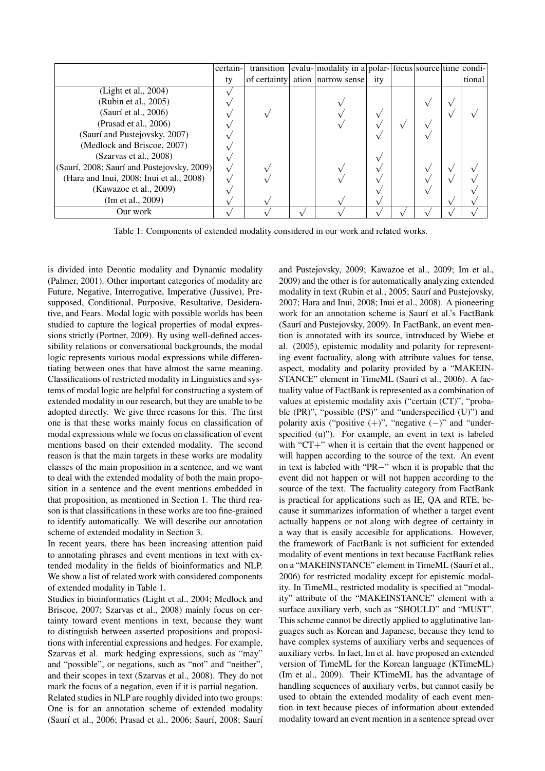| | certainty | transition of certainty | evaluation | modality in a narrow sense | polarity | focus | source | time | conditional |
|---|---|---|---|---|---|---|---|---|---|
| (Light et al., 2004) | √ | | | | | | | | |
| (Rubin et al., 2005) | √ | | | √ | | | √ | √ | |
| (Saurí et al., 2006) | √ | √ | | √ | √ | | | √ | √ |
| (Prasad et al., 2006) | √ | | | √ | √ | √ | √ | | |
| (Saurí and Pustejovsky, 2007) | √ | | | | √ | | √ | | |
| (Medlock and Briscoe, 2007) | √ | | | | | | | | |
| (Szarvas et al., 2008) | √ | | | | √ | | | | |
| (Saurí, 2008; Saurí and Pustejovsky, 2009) | √ | √ | | √ | √ | | √ | √ | √ |
| (Hara and Inui, 2008; Inui et al., 2008) | √ | √ | | √ | √ | | √ | √ | √ |
| (Kawazoe et al., 2009) | √ | | | | √ | | √ | | √ |
| (Im et al., 2009) | √ | √ | | √ | √ | | | √ | √ |
| Our work | √ | √ | √ | √ | √ | √ | √ | √ | √ |

Table 1: Components of extended modality considered in our work and related works.

is divided into Deontic modality and Dynamic modality (Palmer, 2001). Other important categories of modality are Future, Negative, Interrogative, Imperative (Jussive), Presupposed, Conditional, Purposive, Resultative, Desiderative, and Fears. Modal logic with possible worlds has been studied to capture the logical properties of modal expressions strictly (Portner, 2009). By using well-defined accessibility relations or conversational backgrounds, the modal logic represents various modal expressions while differentiating between ones that have almost the same meaning. Classifications of restricted modality in Linguistics and systems of modal logic are helpful for constructing a system of extended modality in our research, but they are unable to be adopted directly. We give three reasons for this. The first one is that these works mainly focus on classification of modal expressions while we focus on classification of event mentions based on their extended modality. The second reason is that the main targets in these works are modality classes of the main proposition in a sentence, and we want to deal with the extended modality of both the main proposition in a sentence and the event mentions embedded in that proposition, as mentioned in Section 1. The third reason is that classifications in these works are too fine-grained to identify automatically. We will describe our annotation scheme of extended modality in Section 3.

In recent years, there has been increasing attention paid to annotating phrases and event mentions in text with extended modality in the fields of bioinformatics and NLP. We show a list of related work with considered components of extended modality in Table 1.

Studies in bioinformatics (Light et al., 2004; Medlock and Briscoe, 2007; Szarvas et al., 2008) mainly focus on certainty toward event mentions in text, because they want to distinguish between asserted propositions and propositions with inferential expressions and hedges. For example, Szarvas et al. mark hedging expressions, such as "may" and "possible", or negations, such as "not" and "neither", and their scopes in text (Szarvas et al., 2008). They do not mark the focus of a negation, even if it is partial negation.

Related studies in NLP are roughly divided into two groups: One is for an annotation scheme of extended modality (Saurí et al., 2006; Prasad et al., 2006; Saurí, 2008; Saurí and Pustejovsky, 2009; Kawazoe et al., 2009; Im et al., 2009) and the other is for automatically analyzing extended modality in text (Rubin et al., 2005; Saurí and Pustejovsky, 2007; Hara and Inui, 2008; Inui et al., 2008). A pioneering work for an annotation scheme is Saurí et al.'s FactBank (Saurí and Pustejovsky, 2009). In FactBank, an event mention is annotated with its source, introduced by Wiebe et al. (2005), epistemic modality and polarity for representing event factuality, along with attribute values for tense, aspect, modality and polarity provided by a "MAKEINSTANCE" element in TimeML (Saurí et al., 2006). A factuality value of FactBank is represented as a combination of values at epistemic modality axis ("certain (CT)", "probable (PR)", "possible (PS)" and "underspecified (U)") and polarity axis ("positive (+)", "negative (−)" and "underspecified (u)"). For example, an event in text is labeled with "CT+" when it is certain that the event happened or will happen according to the source of the text. An event in text is labeled with "PR−" when it is propable that the event did not happen or will not happen according to the source of the text. The factuality category from FactBank is practical for applications such as IE, QA and RTE, because it summarizes information of whether a target event actually happens or not along with degree of certainty in a way that is easily accesible for applications. However, the framework of FactBank is not sufficient for extended modality of event mentions in text because FactBank relies on a "MAKEINSTANCE" element in TimeML (Saurí et al., 2006) for restricted modality except for epistemic modality. In TimeML, restricted modality is specified at "modality" attribute of the "MAKEINSTANCE" element with a surface auxiliary verb, such as "SHOULD" and "MUST". This scheme cannot be directly applied to agglutinative languages such as Korean and Japanese, because they tend to have complex systems of auxiliary verbs and sequences of auxiliary verbs. In fact, Im et al. have proposed an extended version of TimeML for the Korean language (KTimeML) (Im et al., 2009). Their KTimeML has the advantage of handling sequences of auxiliary verbs, but cannot easily be used to obtain the extended modality of each event mention in text because pieces of information about extended modality toward an event mention in a sentence spread over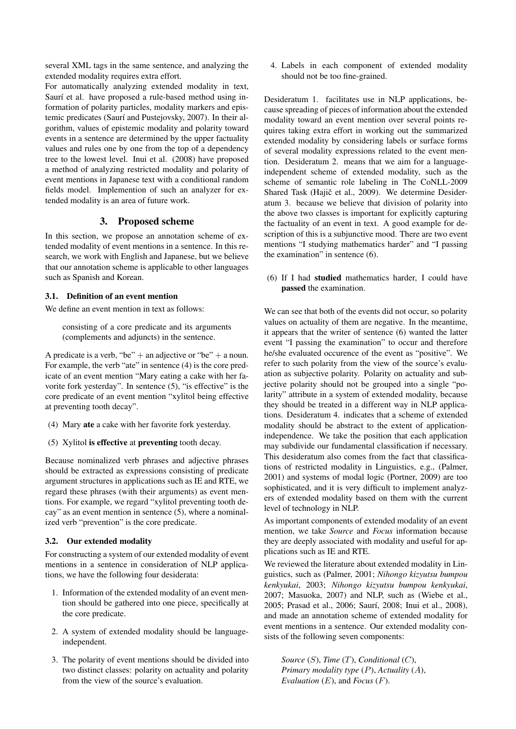several XML tags in the same sentence, and analyzing the extended modality requires extra effort.

For automatically analyzing extended modality in text, Saurí et al. have proposed a rule-based method using information of polarity particles, modality markers and epistemic predicates (Saurí and Pustejovsky, 2007). In their algorithm, values of epistemic modality and polarity toward events in a sentence are determined by the upper factuality values and rules one by one from the top of a dependency tree to the lowest level. Inui et al. (2008) have proposed a method of analyzing restricted modality and polarity of event mentions in Japanese text with a conditional random fields model. Implemention of such an analyzer for extended modality is an area of future work.

## 3. Proposed scheme

In this section, we propose an annotation scheme of extended modality of event mentions in a sentence. In this research, we work with English and Japanese, but we believe that our annotation scheme is applicable to other languages such as Spanish and Korean.

### 3.1. Definition of an event mention

We define an event mention in text as follows:

> consisting of a core predicate and its arguments (complements and adjuncts) in the sentence.

A predicate is a verb, "be" + an adjective or "be" + a noun. For example, the verb "ate" in sentence (4) is the core predicate of an event mention "Mary eating a cake with her favorite fork yesterday". In sentence (5), "is effective" is the core predicate of an event mention "xylitol being effective at preventing tooth decay".

(4) Mary **ate** a cake with her favorite fork yesterday.

(5) Xylitol **is effective** at **preventing** tooth decay.

Because nominalized verb phrases and adjective phrases should be extracted as expressions consisting of predicate argument structures in applications such as IE and RTE, we regard these phrases (with their arguments) as event mentions. For example, we regard "xylitol preventing tooth decay" as an event mention in sentence (5), where a nominalized verb "prevention" is the core predicate.

### 3.2. Our extended modality

For constructing a system of our extended modality of event mentions in a sentence in consideration of NLP applications, we have the following four desiderata:

1. Information of the extended modality of an event mention should be gathered into one piece, specifically at the core predicate.
2. A system of extended modality should be language-independent.
3. The polarity of event mentions should be divided into two distinct classes: polarity on actuality and polarity from the view of the source's evaluation.
4. Labels in each component of extended modality should not be too fine-grained.

Desideratum 1. facilitates use in NLP applications, because spreading of pieces of information about the extended modality toward an event mention over several points requires taking extra effort in working out the summarized extended modality by considering labels or surface forms of several modality expressions related to the event mention. Desideratum 2. means that we aim for a language-independent scheme of extended modality, such as the scheme of semantic role labeling in The CoNLL-2009 Shared Task (Hajič et al., 2009). We determine Desideratum 3. because we believe that division of polarity into the above two classes is important for explicitly capturing the factuality of an event in text. A good example for description of this is a subjunctive mood. There are two event mentions "I studying mathematics harder" and "I passing the examination" in sentence (6).

(6) If I had **studied** mathematics harder, I could have **passed** the examination.

We can see that both of the events did not occur, so polarity values on actuality of them are negative. In the meantime, it appears that the writer of sentence (6) wanted the latter event "I passing the examination" to occur and therefore he/she evaluated occurence of the event as "positive". We refer to such polarity from the view of the source's evaluation as subjective polarity. Polarity on actuality and subjective polarity should not be grouped into a single "polarity" attribute in a system of extended modality, because they should be treated in a different way in NLP applications. Desideratum 4. indicates that a scheme of extended modality should be abstract to the extent of application-independence. We take the position that each application may subdivide our fundamental classification if necessary. This desideratum also comes from the fact that classifications of restricted modality in Linguistics, e.g., (Palmer, 2001) and systems of modal logic (Portner, 2009) are too sophisticated, and it is very difficult to implement analyzers of extended modality based on them with the current level of technology in NLP.

As important components of extended modality of an event mention, we take *Source* and *Focus* information because they are deeply associated with modality and useful for applications such as IE and RTE.

We reviewed the literature about extended modality in Linguistics, such as (Palmer, 2001; *Nihongo kizyutsu bumpou kenkyukai*, 2003; *Nihongo kizyutsu bumpou kenkyukai*, 2007; Masuoka, 2007) and NLP, such as (Wiebe et al., 2005; Prasad et al., 2006; Saurí, 2008; Inui et al., 2008), and made an annotation scheme of extended modality for event mentions in a sentence. Our extended modality consists of the following seven components:

> *Source* ($S$), *Time* ($T$), *Conditional* ($C$), *Primary modality type* ($P$), *Actuality* ($A$), *Evaluation* ($E$), and *Focus* ($F$).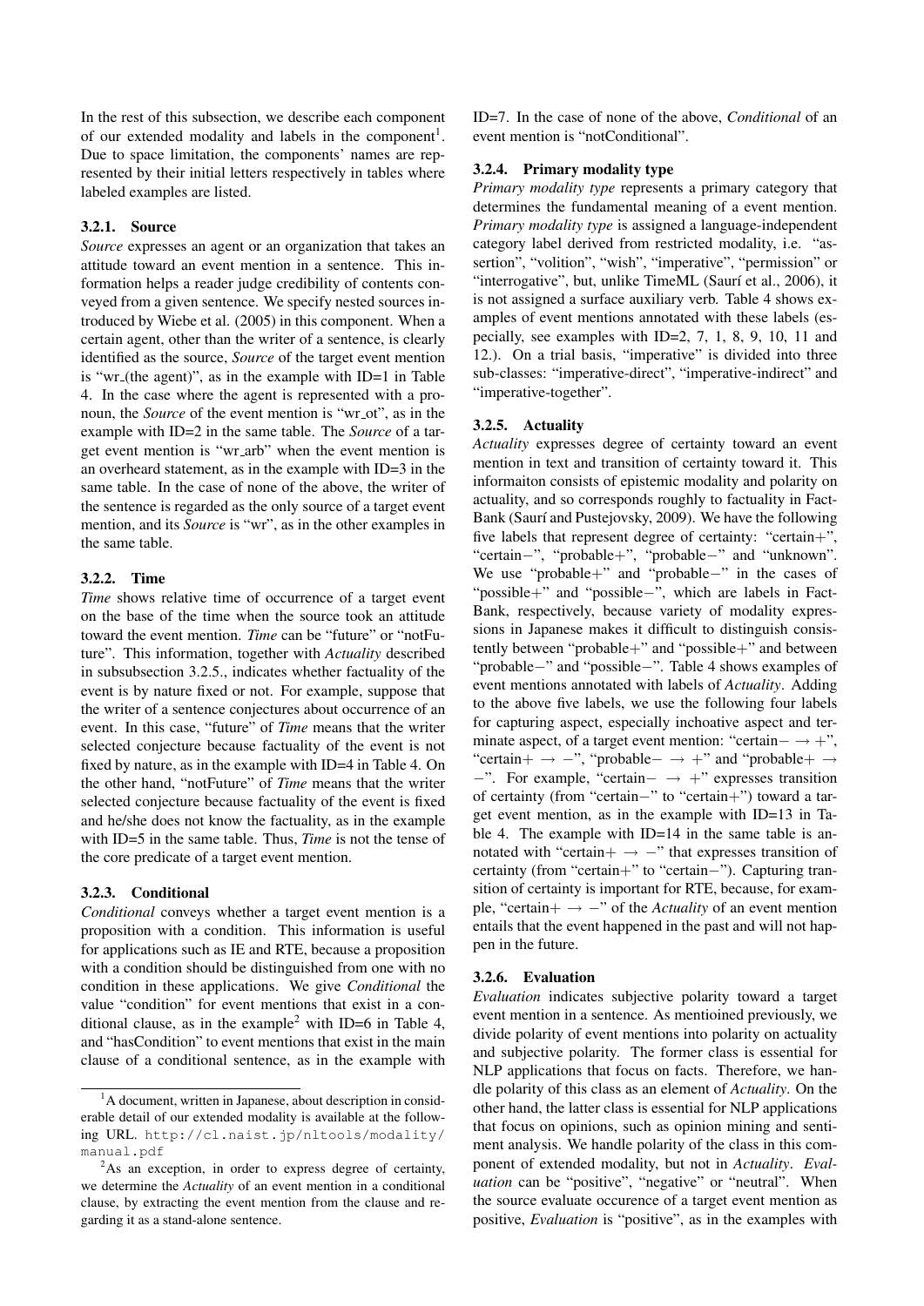In the rest of this subsection, we describe each component of our extended modality and labels in the component[1]. Due to space limitation, the components' names are represented by their initial letters respectively in tables where labeled examples are listed.

### 3.2.1. Source

*Source* expresses an agent or an organization that takes an attitude toward an event mention in a sentence. This information helps a reader judge credibility of contents conveyed from a given sentence. We specify nested sources introduced by Wiebe et al. (2005) in this component. When a certain agent, other than the writer of a sentence, is clearly identified as the source, *Source* of the target event mention is "wr_(the agent)", as in the example with ID=1 in Table 4. In the case where the agent is represented with a pronoun, the *Source* of the event mention is "wr_ot", as in the example with ID=2 in the same table. The *Source* of a target event mention is "wr_arb" when the event mention is an overheard statement, as in the example with ID=3 in the same table. In the case of none of the above, the writer of the sentence is regarded as the only source of a target event mention, and its *Source* is "wr", as in the other examples in the same table.

### 3.2.2. Time

*Time* shows relative time of occurrence of a target event on the base of the time when the source took an attitude toward the event mention. *Time* can be "future" or "notFuture". This information, together with *Actuality* described in subsubsection 3.2.5., indicates whether factuality of the event is by nature fixed or not. For example, suppose that the writer of a sentence conjectures about occurrence of an event. In this case, "future" of *Time* means that the writer selected conjecture because factuality of the event is not fixed by nature, as in the example with ID=4 in Table 4. On the other hand, "notFuture" of *Time* means that the writer selected conjecture because factuality of the event is fixed and he/she does not know the factuality, as in the example with ID=5 in the same table. Thus, *Time* is not the tense of the core predicate of a target event mention.

### 3.2.3. Conditional

*Conditional* conveys whether a target event mention is a proposition with a condition. This information is useful for applications such as IE and RTE, because a proposition with a condition should be distinguished from one with no condition in these applications. We give *Conditional* the value "condition" for event mentions that exist in a conditional clause, as in the example[2] with ID=6 in Table 4, and "hasCondition" to event mentions that exist in the main clause of a conditional sentence, as in the example with ID=7. In the case of none of the above, *Conditional* of an event mention is "notConditional".

### 3.2.4. Primary modality type

*Primary modality type* represents a primary category that determines the fundamental meaning of a event mention. *Primary modality type* is assigned a language-independent category label derived from restricted modality, i.e. "assertion", "volition", "wish", "imperative", "permission" or "interrogative", but, unlike TimeML (Saurí et al., 2006), it is not assigned a surface auxiliary verb. Table 4 shows examples of event mentions annotated with these labels (especially, see examples with ID=2, 7, 1, 8, 9, 10, 11 and 12.). On a trial basis, "imperative" is divided into three sub-classes: "imperative-direct", "imperative-indirect" and "imperative-together".

### 3.2.5. Actuality

*Actuality* expresses degree of certainty toward an event mention in text and transition of certainty toward it. This informaiton consists of epistemic modality and polarity on actuality, and so corresponds roughly to factuality in FactBank (Saurí and Pustejovsky, 2009). We have the following five labels that represent degree of certainty: "certain+", "certain−", "probable+", "probable−" and "unknown". We use "probable+" and "probable−" in the cases of "possible+" and "possible−", which are labels in FactBank, respectively, because variety of modality expressions in Japanese makes it difficult to distinguish consistently between "probable+" and "possible+" and between "probable−" and "possible−". Table 4 shows examples of event mentions annotated with labels of *Actuality*. Adding to the above five labels, we use the following four labels for capturing aspect, especially inchoative aspect and terminate aspect, of a target event mention: "certain− → +", "certain+ → −", "probable− → +" and "probable+ → −". For example, "certain− → +" expresses transition of certainty (from "certain−" to "certain+") toward a target event mention, as in the example with ID=13 in Table 4. The example with ID=14 in the same table is annotated with "certain+ → −" that expresses transition of certainty (from "certain+" to "certain−"). Capturing transition of certainty is important for RTE, because, for example, "certain+ → −" of the *Actuality* of an event mention entails that the event happened in the past and will not happen in the future.

### 3.2.6. Evaluation

*Evaluation* indicates subjective polarity toward a target event mention in a sentence. As mentioined previously, we divide polarity of event mentions into polarity on actuality and subjective polarity. The former class is essential for NLP applications that focus on facts. Therefore, we handle polarity of this class as an element of *Actuality*. On the other hand, the latter class is essential for NLP applications that focus on opinions, such as opinion mining and sentiment analysis. We handle polarity of the class in this component of extended modality, but not in *Actuality*. *Evaluation* can be "positive", "negative" or "neutral". When the source evaluate occurence of a target event mention as positive, *Evaluation* is "positive", as in the examples with

---

[1] A document, written in Japanese, about description in considerable detail of our extended modality is available at the following URL. http://cl.naist.jp/nltools/modality/manual.pdf

[2] As an exception, in order to express degree of certainty, we determine the *Actuality* of an event mention in a conditional clause, by extracting the event mention from the clause and regarding it as a stand-alone sentence.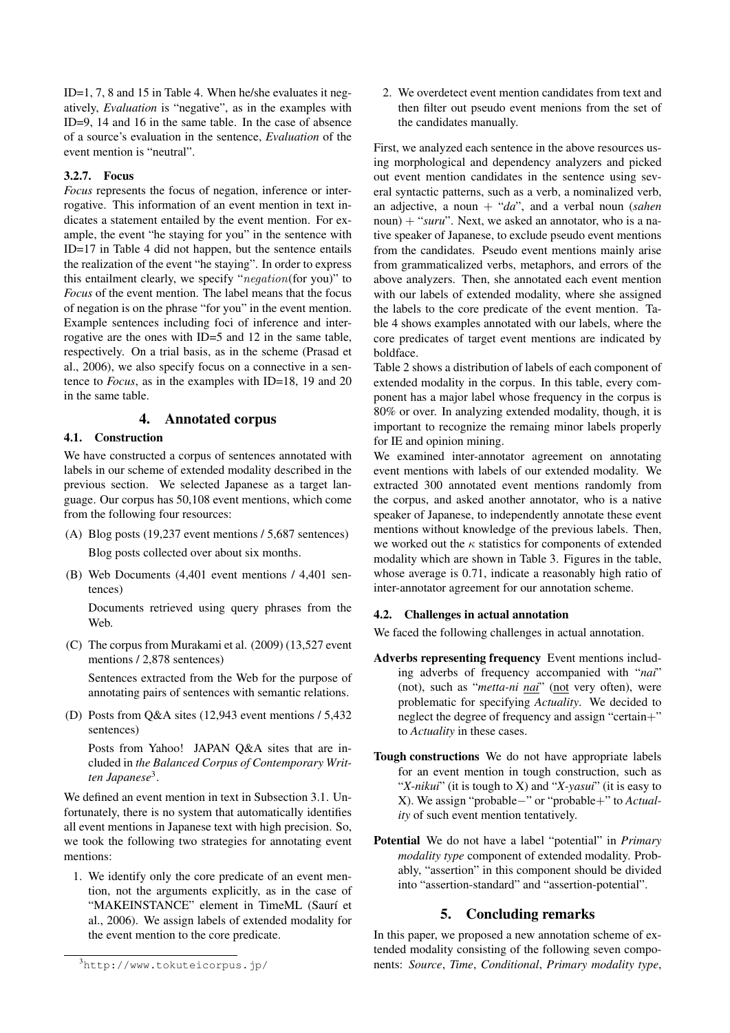ID=1, 7, 8 and 15 in Table 4. When he/she evaluates it negatively, *Evaluation* is "negative", as in the examples with ID=9, 14 and 16 in the same table. In the case of absence of a source's evaluation in the sentence, *Evaluation* of the event mention is "neutral".

#### 3.2.7. Focus

*Focus* represents the focus of negation, inference or interrogative. This information of an event mention in text indicates a statement entailed by the event mention. For example, the event "he staying for you" in the sentence with ID=17 in Table 4 did not happen, but the sentence entails the realization of the event "he staying". In order to express this entailment clearly, we specify "$negation$(for you)" to *Focus* of the event mention. The label means that the focus of negation is on the phrase "for you" in the event mention. Example sentences including foci of inference and interrogative are the ones with ID=5 and 12 in the same table, respectively. On a trial basis, as in the scheme (Prasad et al., 2006), we also specify focus on a connective in a sentence to *Focus*, as in the examples with ID=18, 19 and 20 in the same table.

## 4. Annotated corpus

### 4.1. Construction

We have constructed a corpus of sentences annotated with labels in our scheme of extended modality described in the previous section. We selected Japanese as a target language. Our corpus has 50,108 event mentions, which come from the following four resources:

(A) Blog posts (19,237 event mentions / 5,687 sentences)

Blog posts collected over about six months.

(B) Web Documents (4,401 event mentions / 4,401 sentences)

Documents retrieved using query phrases from the Web.

(C) The corpus from Murakami et al. (2009) (13,527 event mentions / 2,878 sentences)

Sentences extracted from the Web for the purpose of annotating pairs of sentences with semantic relations.

(D) Posts from Q&A sites (12,943 event mentions / 5,432 sentences)

Posts from Yahoo! JAPAN Q&A sites that are included in *the Balanced Corpus of Contemporary Written Japanese*[3].

We defined an event mention in text in Subsection 3.1. Unfortunately, there is no system that automatically identifies all event mentions in Japanese text with high precision. So, we took the following two strategies for annotating event mentions:

1. We identify only the core predicate of an event mention, not the arguments explicitly, as in the case of "MAKEINSTANCE" element in TimeML (Saurí et al., 2006). We assign labels of extended modality for the event mention to the core predicate.

2. We overdetect event mention candidates from text and then filter out pseudo event menions from the set of the candidates manually.

First, we analyzed each sentence in the above resources using morphological and dependency analyzers and picked out event mention candidates in the sentence using several syntactic patterns, such as a verb, a nominalized verb, an adjective, a noun + "*da*", and a verbal noun (*sahen* noun) + "*suru*". Next, we asked an annotator, who is a native speaker of Japanese, to exclude pseudo event mentions from the candidates. Pseudo event mentions mainly arise from grammaticalized verbs, metaphors, and errors of the above analyzers. Then, she annotated each event mention with our labels of extended modality, where she assigned the labels to the core predicate of the event mention. Table 4 shows examples annotated with our labels, where the core predicates of target event mentions are indicated by boldface.

Table 2 shows a distribution of labels of each component of extended modality in the corpus. In this table, every component has a major label whose frequency in the corpus is 80% or over. In analyzing extended modality, though, it is important to recognize the remaing minor labels properly for IE and opinion mining.

We examined inter-annotator agreement on annotating event mentions with labels of our extended modality. We extracted 300 annotated event mentions randomly from the corpus, and asked another annotator, who is a native speaker of Japanese, to independently annotate these event mentions without knowledge of the previous labels. Then, we worked out the $\kappa$ statistics for components of extended modality which are shown in Table 3. Figures in the table, whose average is 0.71, indicate a reasonably high ratio of inter-annotator agreement for our annotation scheme.

### 4.2. Challenges in actual annotation

We faced the following challenges in actual annotation.

**Adverbs representing frequency** Event mentions including adverbs of frequency accompanied with "*nai*" (not), such as "*metta-ni nai*" (not very often), were problematic for specifying *Actuality*. We decided to neglect the degree of frequency and assign "certain+" to *Actuality* in these cases.

**Tough constructions** We do not have appropriate labels for an event mention in tough construction, such as "*X-nikui*" (it is tough to X) and "*X-yasui*" (it is easy to X). We assign "probable−" or "probable+" to *Actuality* of such event mention tentatively.

**Potential** We do not have a label "potential" in *Primary modality type* component of extended modality. Probably, "assertion" in this component should be divided into "assertion-standard" and "assertion-potential".

## 5. Concluding remarks

In this paper, we proposed a new annotation scheme of extended modality consisting of the following seven components: *Source*, *Time*, *Conditional*, *Primary modality type*,

[3] http://www.tokuteicorpus.jp/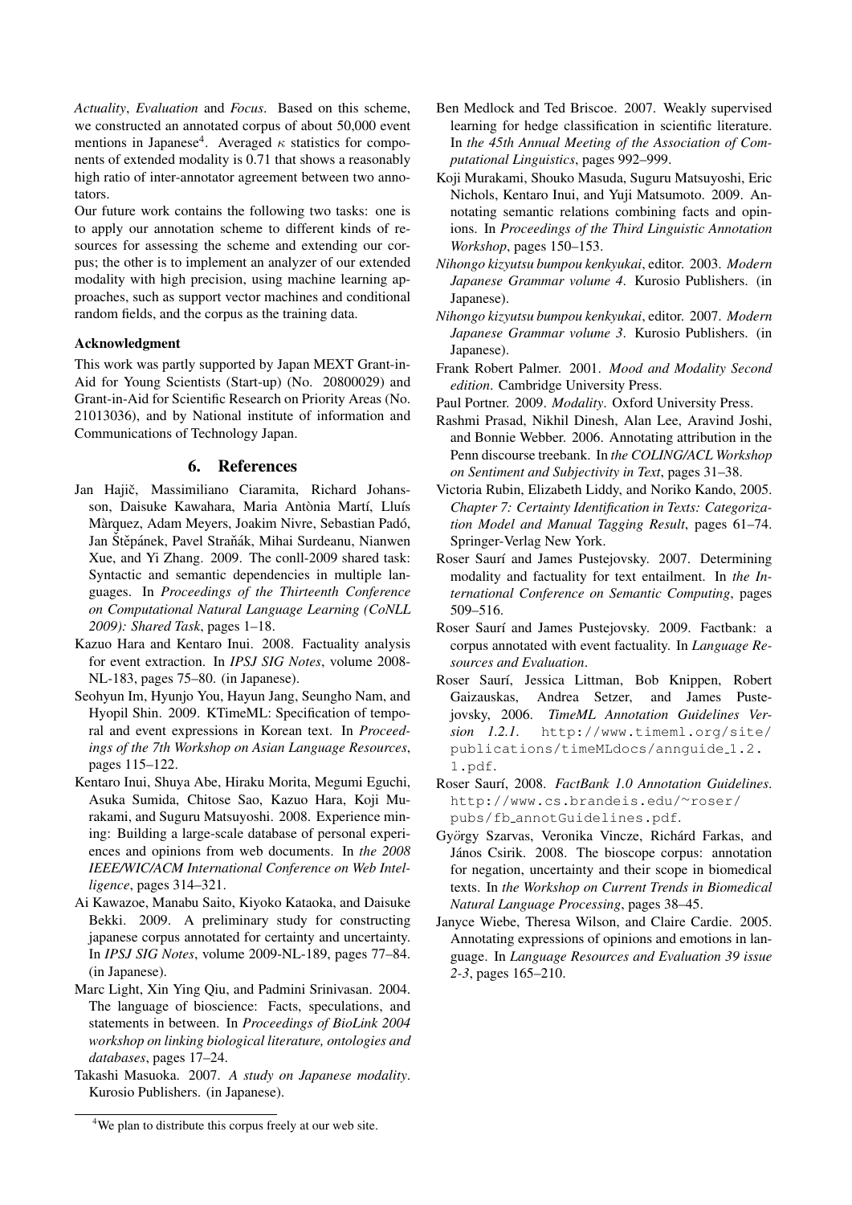*Actuality*, *Evaluation* and *Focus*. Based on this scheme, we constructed an annotated corpus of about 50,000 event mentions in Japanese[4]. Averaged $\kappa$ statistics for components of extended modality is 0.71 that shows a reasonably high ratio of inter-annotator agreement between two annotators.

Our future work contains the following two tasks: one is to apply our annotation scheme to different kinds of resources for assessing the scheme and extending our corpus; the other is to implement an analyzer of our extended modality with high precision, using machine learning approaches, such as support vector machines and conditional random fields, and the corpus as the training data.

### Acknowledgment

This work was partly supported by Japan MEXT Grant-in-Aid for Young Scientists (Start-up) (No. 20800029) and Grant-in-Aid for Scientific Research on Priority Areas (No. 21013036), and by National institute of information and Communications of Technology Japan.

## 6. References

Jan Hajič, Massimiliano Ciaramita, Richard Johansson, Daisuke Kawahara, Maria Antònia Martí, Lluís Màrquez, Adam Meyers, Joakim Nivre, Sebastian Padó, Jan Štěpánek, Pavel Straňák, Mihai Surdeanu, Nianwen Xue, and Yi Zhang. 2009. The conll-2009 shared task: Syntactic and semantic dependencies in multiple languages. In *Proceedings of the Thirteenth Conference on Computational Natural Language Learning (CoNLL 2009): Shared Task*, pages 1–18.

Kazuo Hara and Kentaro Inui. 2008. Factuality analysis for event extraction. In *IPSJ SIG Notes*, volume 2008-NL-183, pages 75–80. (in Japanese).

Seohyun Im, Hyunjo You, Hayun Jang, Seungho Nam, and Hyopil Shin. 2009. KTimeML: Specification of temporal and event expressions in Korean text. In *Proceedings of the 7th Workshop on Asian Language Resources*, pages 115–122.

Kentaro Inui, Shuya Abe, Hiraku Morita, Megumi Eguchi, Asuka Sumida, Chitose Sao, Kazuo Hara, Koji Murakami, and Suguru Matsuyoshi. 2008. Experience mining: Building a large-scale database of personal experiences and opinions from web documents. In *the 2008 IEEE/WIC/ACM International Conference on Web Intelligence*, pages 314–321.

Ai Kawazoe, Manabu Saito, Kiyoko Kataoka, and Daisuke Bekki. 2009. A preliminary study for constructing japanese corpus annotated for certainty and uncertainty. In *IPSJ SIG Notes*, volume 2009-NL-189, pages 77–84. (in Japanese).

Marc Light, Xin Ying Qiu, and Padmini Srinivasan. 2004. The language of bioscience: Facts, speculations, and statements in between. In *Proceedings of BioLink 2004 workshop on linking biological literature, ontologies and databases*, pages 17–24.

Takashi Masuoka. 2007. *A study on Japanese modality*. Kurosio Publishers. (in Japanese).

Ben Medlock and Ted Briscoe. 2007. Weakly supervised learning for hedge classification in scientific literature. In *the 45th Annual Meeting of the Association of Computational Linguistics*, pages 992–999.

Koji Murakami, Shouko Masuda, Suguru Matsuyoshi, Eric Nichols, Kentaro Inui, and Yuji Matsumoto. 2009. Annotating semantic relations combining facts and opinions. In *Proceedings of the Third Linguistic Annotation Workshop*, pages 150–153.

*Nihongo kizyutsu bumpou kenkyukai*, editor. 2003. *Modern Japanese Grammar volume 4*. Kurosio Publishers. (in Japanese).

*Nihongo kizyutsu bumpou kenkyukai*, editor. 2007. *Modern Japanese Grammar volume 3*. Kurosio Publishers. (in Japanese).

Frank Robert Palmer. 2001. *Mood and Modality Second edition*. Cambridge University Press.

Paul Portner. 2009. *Modality*. Oxford University Press.

Rashmi Prasad, Nikhil Dinesh, Alan Lee, Aravind Joshi, and Bonnie Webber. 2006. Annotating attribution in the Penn discourse treebank. In *the COLING/ACL Workshop on Sentiment and Subjectivity in Text*, pages 31–38.

Victoria Rubin, Elizabeth Liddy, and Noriko Kando, 2005. *Chapter 7: Certainty Identification in Texts: Categorization Model and Manual Tagging Result*, pages 61–74. Springer-Verlag New York.

Roser Saurí and James Pustejovsky. 2007. Determining modality and factuality for text entailment. In *the International Conference on Semantic Computing*, pages 509–516.

Roser Saurí and James Pustejovsky. 2009. Factbank: a corpus annotated with event factuality. In *Language Resources and Evaluation*.

Roser Saurí, Jessica Littman, Bob Knippen, Robert Gaizauskas, Andrea Setzer, and James Pustejovsky, 2006. *TimeML Annotation Guidelines Version 1.2.1*. http://www.timeml.org/site/publications/timeMLdocs/annguide_1.2.1.pdf.

Roser Saurí, 2008. *FactBank 1.0 Annotation Guidelines*. http://www.cs.brandeis.edu/~roser/pubs/fb_annotGuidelines.pdf.

György Szarvas, Veronika Vincze, Richárd Farkas, and János Csirik. 2008. The bioscope corpus: annotation for negation, uncertainty and their scope in biomedical texts. In *the Workshop on Current Trends in Biomedical Natural Language Processing*, pages 38–45.

Janyce Wiebe, Theresa Wilson, and Claire Cardie. 2005. Annotating expressions of opinions and emotions in language. In *Language Resources and Evaluation 39 issue 2-3*, pages 165–210.

---

[4] We plan to distribute this corpus freely at our web site.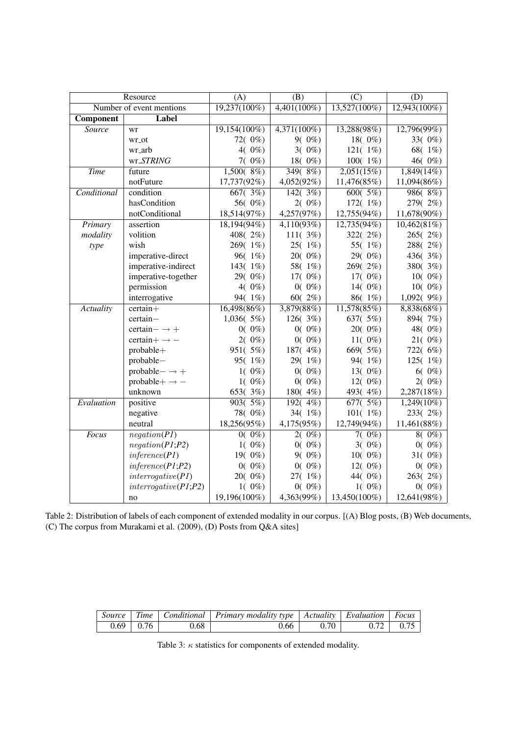| Resource | | (A) | (B) | (C) | (D) |
|---|---|---|---|---|---|
| Number of event mentions | | 19,237(100%) | 4,401(100%) | 13,527(100%) | 12,943(100%) |
| **Component** | **Label** | | | | |
| *Source* | wr | 19,154(100%) | 4,371(100%) | 13,288(98%) | 12,796(99%) |
| | wr_ot | 72( 0%) | 9( 0%) | 18( 0%) | 33( 0%) |
| | wr_arb | 4( 0%) | 3( 0%) | 121( 1%) | 68( 1%) |
| | wr_*STRING* | 7( 0%) | 18( 0%) | 100( 1%) | 46( 0%) |
| *Time* | future | 1,500( 8%) | 349( 8%) | 2,051(15%) | 1,849(14%) |
| | notFuture | 17,737(92%) | 4,052(92%) | 11,476(85%) | 11,094(86%) |
| *Conditional* | condition | 667( 3%) | 142( 3%) | 600( 5%) | 986( 8%) |
| | hasCondition | 56( 0%) | 2( 0%) | 172( 1%) | 279( 2%) |
| | notConditional | 18,514(97%) | 4,257(97%) | 12,755(94%) | 11,678(90%) |
| *Primary modality type* | assertion | 18,194(94%) | 4,110(93%) | 12,735(94%) | 10,462(81%) |
| | volition | 408( 2%) | 111( 3%) | 322( 2%) | 265( 2%) |
| | wish | 269( 1%) | 25( 1%) | 55( 1%) | 288( 2%) |
| | imperative-direct | 96( 1%) | 20( 0%) | 29( 0%) | 436( 3%) |
| | imperative-indirect | 143( 1%) | 58( 1%) | 269( 2%) | 380( 3%) |
| | imperative-together | 29( 0%) | 17( 0%) | 17( 0%) | 10( 0%) |
| | permission | 4( 0%) | 0( 0%) | 14( 0%) | 10( 0%) |
| | interrogative | 94( 1%) | 60( 2%) | 86( 1%) | 1,092( 9%) |
| *Actuality* | certain+ | 16,498(86%) | 3,879(88%) | 11,578(85%) | 8,838(68%) |
| | certain− | 1,036( 5%) | 126( 3%) | 637( 5%) | 894( 7%) |
| | certain− → + | 0( 0%) | 0( 0%) | 20( 0%) | 48( 0%) |
| | certain+ → − | 2( 0%) | 0( 0%) | 11( 0%) | 21( 0%) |
| | probable+ | 951( 5%) | 187( 4%) | 669( 5%) | 722( 6%) |
| | probable− | 95( 1%) | 29( 1%) | 94( 1%) | 125( 1%) |
| | probable− → + | 1( 0%) | 0( 0%) | 13( 0%) | 6( 0%) |
| | probable+ → − | 1( 0%) | 0( 0%) | 12( 0%) | 2( 0%) |
| | unknown | 653( 3%) | 180( 4%) | 493( 4%) | 2,287(18%) |
| *Evaluation* | positive | 903( 5%) | 192( 4%) | 677( 5%) | 1,249(10%) |
| | negative | 78( 0%) | 34( 1%) | 101( 1%) | 233( 2%) |
| | neutral | 18,256(95%) | 4,175(95%) | 12,749(94%) | 11,461(88%) |
| *Focus* | *negation(P1)* | 0( 0%) | 2( 0%) | 7( 0%) | 8( 0%) |
| | *negation(P1;P2)* | 1( 0%) | 0( 0%) | 3( 0%) | 0( 0%) |
| | *inference(P1)* | 19( 0%) | 9( 0%) | 10( 0%) | 31( 0%) |
| | *inference(P1;P2)* | 0( 0%) | 0( 0%) | 12( 0%) | 0( 0%) |
| | *interrogative(P1)* | 20( 0%) | 27( 1%) | 44( 0%) | 263( 2%) |
| | *interrogative(P1;P2)* | 1( 0%) | 0( 0%) | 1( 0%) | 0( 0%) |
| | no | 19,196(100%) | 4,363(99%) | 13,450(100%) | 12,641(98%) |

Table 2: Distribution of labels of each component of extended modality in our corpus. [(A) Blog posts, (B) Web documents, (C) The corpus from Murakami et al. (2009), (D) Posts from Q&A sites]

| *Source* | *Time* | *Conditional* | *Primary modality type* | *Actuality* | *Evaluation* | *Focus* |
|---|---|---|---|---|---|---|
| 0.69 | 0.76 | 0.68 | 0.66 | 0.70 | 0.72 | 0.75 |

Table 3: $\kappa$ statistics for components of extended modality.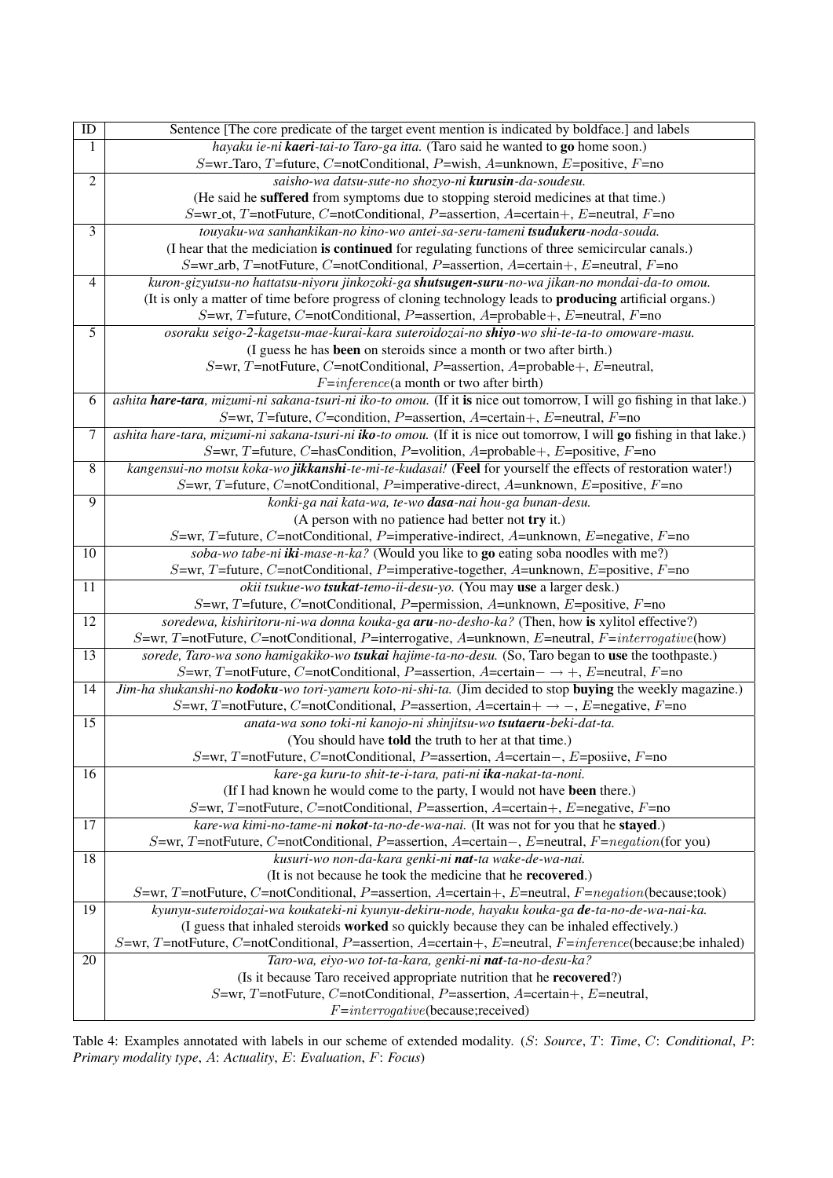| ID | Sentence [The core predicate of the target event mention is indicated by boldface.] and labels |
|---|---|
| 1 | *hayaku ie-ni* ***kaeri****-tai-to Taro-ga itta.* (Taro said he wanted to **go** home soon.)<br>$S$=wr_Taro, $T$=future, $C$=notConditional, $P$=wish, $A$=unknown, $E$=positive, $F$=no |
| 2 | *saisho-wa datsu-sute-no shozyo-ni* ***kurusin****-da-soudesu.*<br>(He said he **suffered** from symptoms due to stopping steroid medicines at that time.)<br>$S$=wr_ot, $T$=notFuture, $C$=notConditional, $P$=assertion, $A$=certain+, $E$=neutral, $F$=no |
| 3 | *touyaku-wa sanhankikan-no kino-wo antei-sa-seru-tameni* ***tsudukeru****-noda-souda.*<br>(I hear that the mediciation **is continued** for regulating functions of three semicircular canals.)<br>$S$=wr_arb, $T$=notFuture, $C$=notConditional, $P$=assertion, $A$=certain+, $E$=neutral, $F$=no |
| 4 | *kuron-gizyutsu-no hattatsu-niyoru jinkozoki-ga* ***shutsugen-suru****-no-wa jikan-no mondai-da-to omou.*<br>(It is only a matter of time before progress of cloning technology leads to **producing** artificial organs.)<br>$S$=wr, $T$=future, $C$=notConditional, $P$=assertion, $A$=probable+, $E$=neutral, $F$=no |
| 5 | *osoraku seigo-2-kagetsu-mae-kurai-kara suteroidozai-no* ***shiyo****-wo shi-te-ta-to omoware-masu.*<br>(I guess he has **been** on steroids since a month or two after birth.)<br>$S$=wr, $T$=notFuture, $C$=notConditional, $P$=assertion, $A$=probable+, $E$=neutral,<br>$F$=$inference$(a month or two after birth) |
| 6 | *ashita* ***hare-tara****, mizumi-ni sakana-tsuri-ni iko-to omou.* (If it **is** nice out tomorrow, I will go fishing in that lake.)<br>$S$=wr, $T$=future, $C$=condition, $P$=assertion, $A$=certain+, $E$=neutral, $F$=no |
| 7 | *ashita hare-tara, mizumi-ni sakana-tsuri-ni* ***iko****-to omou.* (If it is nice out tomorrow, I will **go** fishing in that lake.)<br>$S$=wr, $T$=future, $C$=hasCondition, $P$=volition, $A$=probable+, $E$=positive, $F$=no |
| 8 | *kangensui-no motsu koka-wo* ***jikkanshi****-te-mi-te-kudasai!* (**Feel** for yourself the effects of restoration water!)<br>$S$=wr, $T$=future, $C$=notConditional, $P$=imperative-direct, $A$=unknown, $E$=positive, $F$=no |
| 9 | *konki-ga nai kata-wa, te-wo* ***dasa****-nai hou-ga bunan-desu.*<br>(A person with no patience had better not **try** it.)<br>$S$=wr, $T$=future, $C$=notConditional, $P$=imperative-indirect, $A$=unknown, $E$=negative, $F$=no |
| 10 | *soba-wo tabe-ni* ***iki****-mase-n-ka?* (Would you like to **go** eating soba noodles with me?)<br>$S$=wr, $T$=future, $C$=notConditional, $P$=imperative-together, $A$=unknown, $E$=positive, $F$=no |
| 11 | *okii tsukue-wo* ***tsukat****-temo-ii-desu-yo.* (You may **use** a larger desk.)<br>$S$=wr, $T$=future, $C$=notConditional, $P$=permission, $A$=unknown, $E$=positive, $F$=no |
| 12 | *soredewa, kishiritoru-ni-wa donna kouka-ga* ***aru****-no-desho-ka?* (Then, how **is** xylitol effective?)<br>$S$=wr, $T$=notFuture, $C$=notConditional, $P$=interrogative, $A$=unknown, $E$=neutral, $F$=$interrogative$(how) |
| 13 | *sorede, Taro-wa sono hamigakiko-wo* ***tsukai*** *hajime-ta-no-desu.* (So, Taro began to **use** the toothpaste.)<br>$S$=wr, $T$=notFuture, $C$=notConditional, $P$=assertion, $A$=certain$- \rightarrow +$, $E$=neutral, $F$=no |
| 14 | *Jim-ha shukanshi-no* ***kodoku****-wo tori-yameru koto-ni-shi-ta.* (Jim decided to stop **buying** the weekly magazine.)<br>$S$=wr, $T$=notFuture, $C$=notConditional, $P$=assertion, $A$=certain$+ \rightarrow -$, $E$=negative, $F$=no |
| 15 | *anata-wa sono toki-ni kanojo-ni shinjitsu-wo* ***tsutaeru****-beki-dat-ta.*<br>(You should have **told** the truth to her at that time.)<br>$S$=wr, $T$=notFuture, $C$=notConditional, $P$=assertion, $A$=certain−, $E$=posiive, $F$=no |
| 16 | *kare-ga kuru-to shit-te-i-tara, pati-ni* ***ika****-nakat-ta-noni.*<br>(If I had known he would come to the party, I would not have **been** there.)<br>$S$=wr, $T$=notFuture, $C$=notConditional, $P$=assertion, $A$=certain+, $E$=negative, $F$=no |
| 17 | *kare-wa kimi-no-tame-ni* ***nokot****-ta-no-de-wa-nai.* (It was not for you that he **stayed**.)<br>$S$=wr, $T$=notFuture, $C$=notConditional, $P$=assertion, $A$=certain−, $E$=neutral, $F$=$negation$(for you) |
| 18 | *kusuri-wo non-da-kara genki-ni* ***nat****-ta wake-de-wa-nai.*<br>(It is not because he took the medicine that he **recovered**.)<br>$S$=wr, $T$=notFuture, $C$=notConditional, $P$=assertion, $A$=certain+, $E$=neutral, $F$=$negation$(because;took) |
| 19 | *kyunyu-suteroidozai-wa koukateki-ni kyunyu-dekiru-node, hayaku kouka-ga* ***de****-ta-no-de-wa-nai-ka.*<br>(I guess that inhaled steroids **worked** so quickly because they can be inhaled effectively.)<br>$S$=wr, $T$=notFuture, $C$=notConditional, $P$=assertion, $A$=certain+, $E$=neutral, $F$=$inference$(because;be inhaled) |
| 20 | *Taro-wa, eiyo-wo tot-ta-kara, genki-ni* ***nat****-ta-no-desu-ka?*<br>(Is it because Taro received appropriate nutrition that he **recovered**?)<br>$S$=wr, $T$=notFuture, $C$=notConditional, $P$=assertion, $A$=certain+, $E$=neutral,<br>$F$=$interrogative$(because;received) |

Table 4: Examples annotated with labels in our scheme of extended modality. ($S$: *Source*, $T$: *Time*, $C$: *Conditional*, $P$: *Primary modality type*, $A$: *Actuality*, $E$: *Evaluation*, $F$: *Focus*)